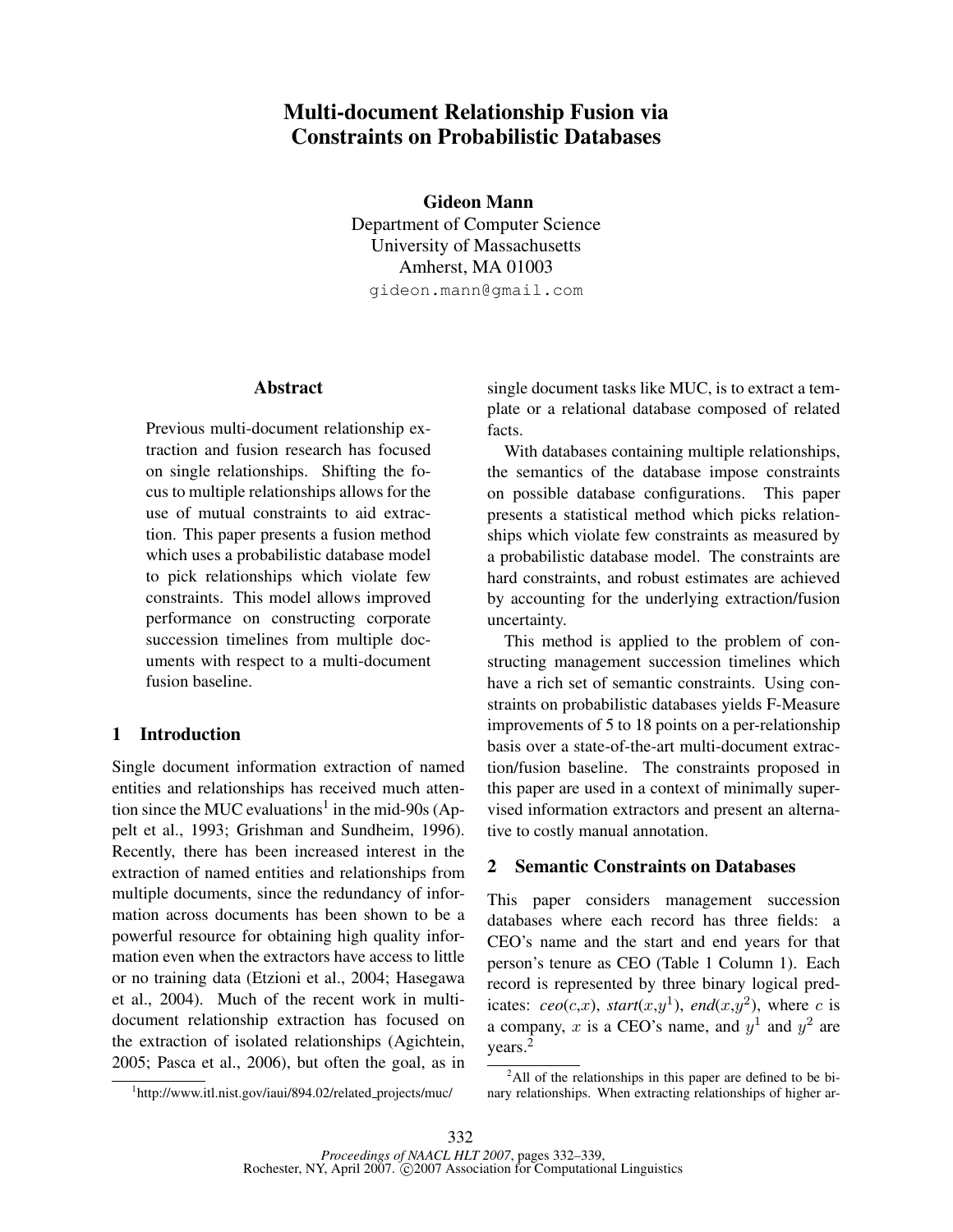# Multi-document Relationship Fusion via Constraints on Probabilistic Databases

**Gideon Mann**
Department of Computer Science
University of Massachusetts
Amherst, MA 01003
gideon.mann@gmail.com

## Abstract

Previous multi-document relationship extraction and fusion research has focused on single relationships. Shifting the focus to multiple relationships allows for the use of mutual constraints to aid extraction. This paper presents a fusion method which uses a probabilistic database model to pick relationships which violate few constraints. This model allows improved performance on constructing corporate succession timelines from multiple documents with respect to a multi-document fusion baseline.

## 1 Introduction

Single document information extraction of named entities and relationships has received much attention since the MUC evaluations[1] in the mid-90s (Appelt et al., 1993; Grishman and Sundheim, 1996). Recently, there has been increased interest in the extraction of named entities and relationships from multiple documents, since the redundancy of information across documents has been shown to be a powerful resource for obtaining high quality information even when the extractors have access to little or no training data (Etzioni et al., 2004; Hasegawa et al., 2004). Much of the recent work in multi-document relationship extraction has focused on the extraction of isolated relationships (Agichtein, 2005; Pasca et al., 2006), but often the goal, as in single document tasks like MUC, is to extract a template or a relational database composed of related facts.

With databases containing multiple relationships, the semantics of the database impose constraints on possible database configurations. This paper presents a statistical method which picks relationships which violate few constraints as measured by a probabilistic database model. The constraints are hard constraints, and robust estimates are achieved by accounting for the underlying extraction/fusion uncertainty.

This method is applied to the problem of constructing management succession timelines which have a rich set of semantic constraints. Using constraints on probabilistic databases yields F-Measure improvements of 5 to 18 points on a per-relationship basis over a state-of-the-art multi-document extraction/fusion baseline. The constraints proposed in this paper are used in a context of minimally supervised information extractors and present an alternative to costly manual annotation.

## 2 Semantic Constraints on Databases

This paper considers management succession databases where each record has three fields: a CEO's name and the start and end years for that person's tenure as CEO (Table 1 Column 1). Each record is represented by three binary logical predicates: *ceo*($c$,$x$), *start*($x$,$y^1$), *end*($x$,$y^2$), where $c$ is a company, $x$ is a CEO's name, and $y^1$ and $y^2$ are years.[2]

[1] http://www.itl.nist.gov/iaui/894.02/related_projects/muc/

[2] All of the relationships in this paper are defined to be binary relationships. When extracting relationships of higher ar-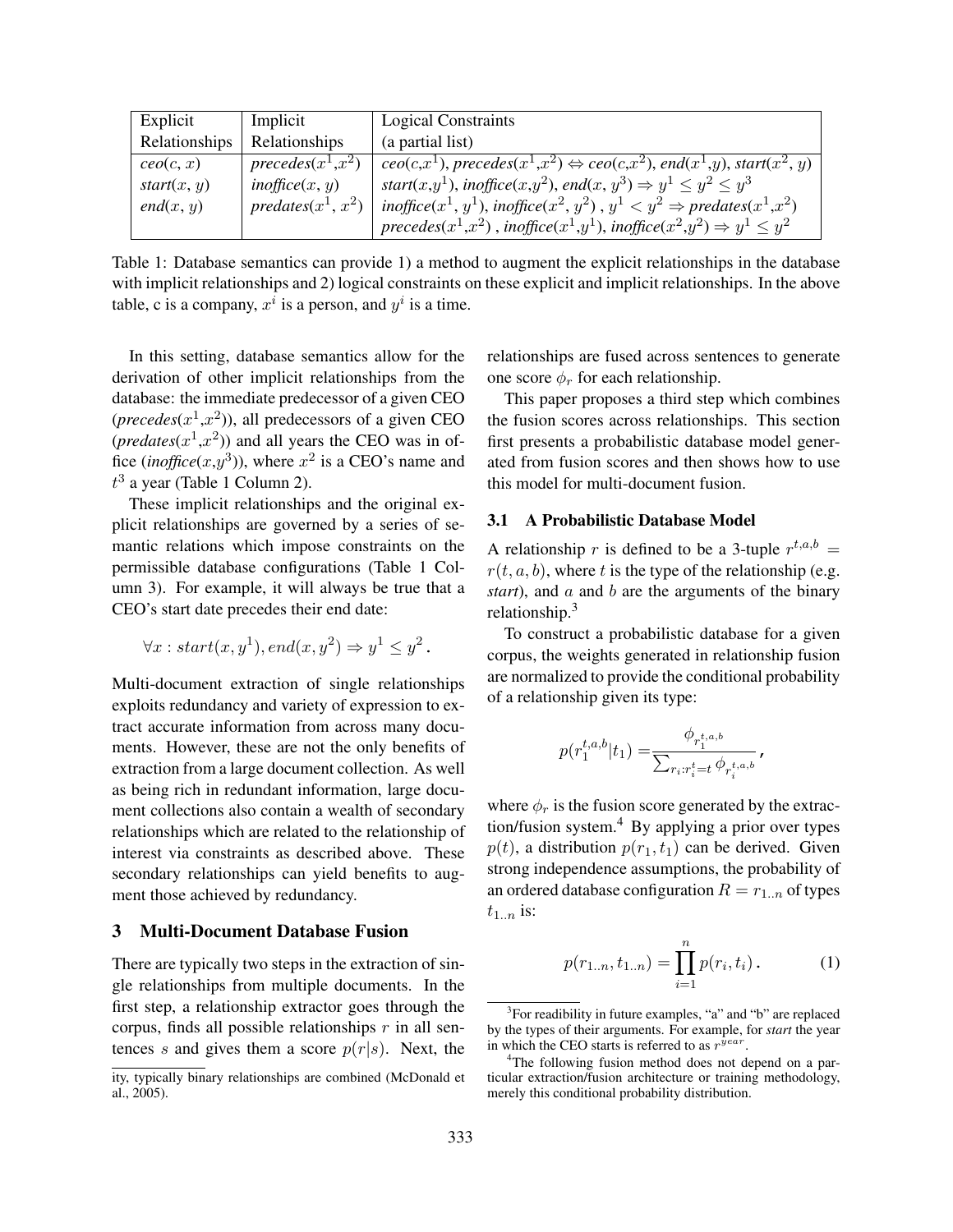| Explicit Relationships | Implicit Relationships | Logical Constraints (a partial list) |
|---|---|---|
| *ceo*$(c, x)$ | *precedes*$(x^1,x^2)$ | *ceo*$(c,x^1)$, *precedes*$(x^1,x^2) \Leftrightarrow$ *ceo*$(c,x^2)$, *end*$(x^1,y)$, *start*$(x^2, y)$ |
| *start*$(x, y)$ | *inoffice*$(x, y)$ | *start*$(x,y^1)$, *inoffice*$(x,y^2)$, *end*$(x, y^3) \Rightarrow y^1 \leq y^2 \leq y^3$ |
| *end*$(x, y)$ | *predates*$(x^1, x^2)$ | *inoffice*$(x^1, y^1)$, *inoffice*$(x^2, y^2)$ , $y^1 < y^2 \Rightarrow$ *predates*$(x^1,x^2)$ |
| | | *precedes*$(x^1,x^2)$ , *inoffice*$(x^1,y^1)$, *inoffice*$(x^2,y^2) \Rightarrow y^1 \leq y^2$ |

Table 1: Database semantics can provide 1) a method to augment the explicit relationships in the database with implicit relationships and 2) logical constraints on these explicit and implicit relationships. In the above table, c is a company, $x^i$ is a person, and $y^i$ is a time.

ity, typically binary relationships are combined (McDonald et al., 2005).

In this setting, database semantics allow for the derivation of other implicit relationships from the database: the immediate predecessor of a given CEO (*precedes*$(x^1,x^2)$), all predecessors of a given CEO (*predates*$(x^1,x^2)$) and all years the CEO was in office (*inoffice*$(x,y^3)$), where $x^2$ is a CEO's name and $t^3$ a year (Table 1 Column 2).

These implicit relationships and the original explicit relationships are governed by a series of semantic relations which impose constraints on the permissible database configurations (Table 1 Column 3). For example, it will always be true that a CEO's start date precedes their end date:

$$\forall x : start(x, y^1), end(x, y^2) \Rightarrow y^1 \leq y^2 .$$

Multi-document extraction of single relationships exploits redundancy and variety of expression to extract accurate information from across many documents. However, these are not the only benefits of extraction from a large document collection. As well as being rich in redundant information, large document collections also contain a wealth of secondary relationships which are related to the relationship of interest via constraints as described above. These secondary relationships can yield benefits to augment those achieved by redundancy.

## 3 Multi-Document Database Fusion

There are typically two steps in the extraction of single relationships from multiple documents. In the first step, a relationship extractor goes through the corpus, finds all possible relationships $r$ in all sentences $s$ and gives them a score $p(r|s)$. Next, the relationships are fused across sentences to generate one score $\phi_r$ for each relationship.

This paper proposes a third step which combines the fusion scores across relationships. This section first presents a probabilistic database model generated from fusion scores and then shows how to use this model for multi-document fusion.

### 3.1 A Probabilistic Database Model

A relationship $r$ is defined to be a 3-tuple $r^{t,a,b} = r(t, a, b)$, where $t$ is the type of the relationship (e.g. *start*), and $a$ and $b$ are the arguments of the binary relationship.[3]

To construct a probabilistic database for a given corpus, the weights generated in relationship fusion are normalized to provide the conditional probability of a relationship given its type:

$$p(r_1^{t,a,b}|t_1) = \frac{\phi_{r_1^{t,a,b}}}{\sum_{r_i : r_i^t = t} \phi_{r_i^{t,a,b}}},$$

where $\phi_r$ is the fusion score generated by the extraction/fusion system.[4] By applying a prior over types $p(t)$, a distribution $p(r_1, t_1)$ can be derived. Given strong independence assumptions, the probability of an ordered database configuration $R = r_{1..n}$ of types $t_{1..n}$ is:

$$p(r_{1..n}, t_{1..n}) = \prod_{i=1}^{n} p(r_i, t_i) . \qquad (1)$$

[3] For readibility in future examples, "a" and "b" are replaced by the types of their arguments. For example, for *start* the year in which the CEO starts is referred to as $r^{year}$.

[4] The following fusion method does not depend on a particular extraction/fusion architecture or training methodology, merely this conditional probability distribution.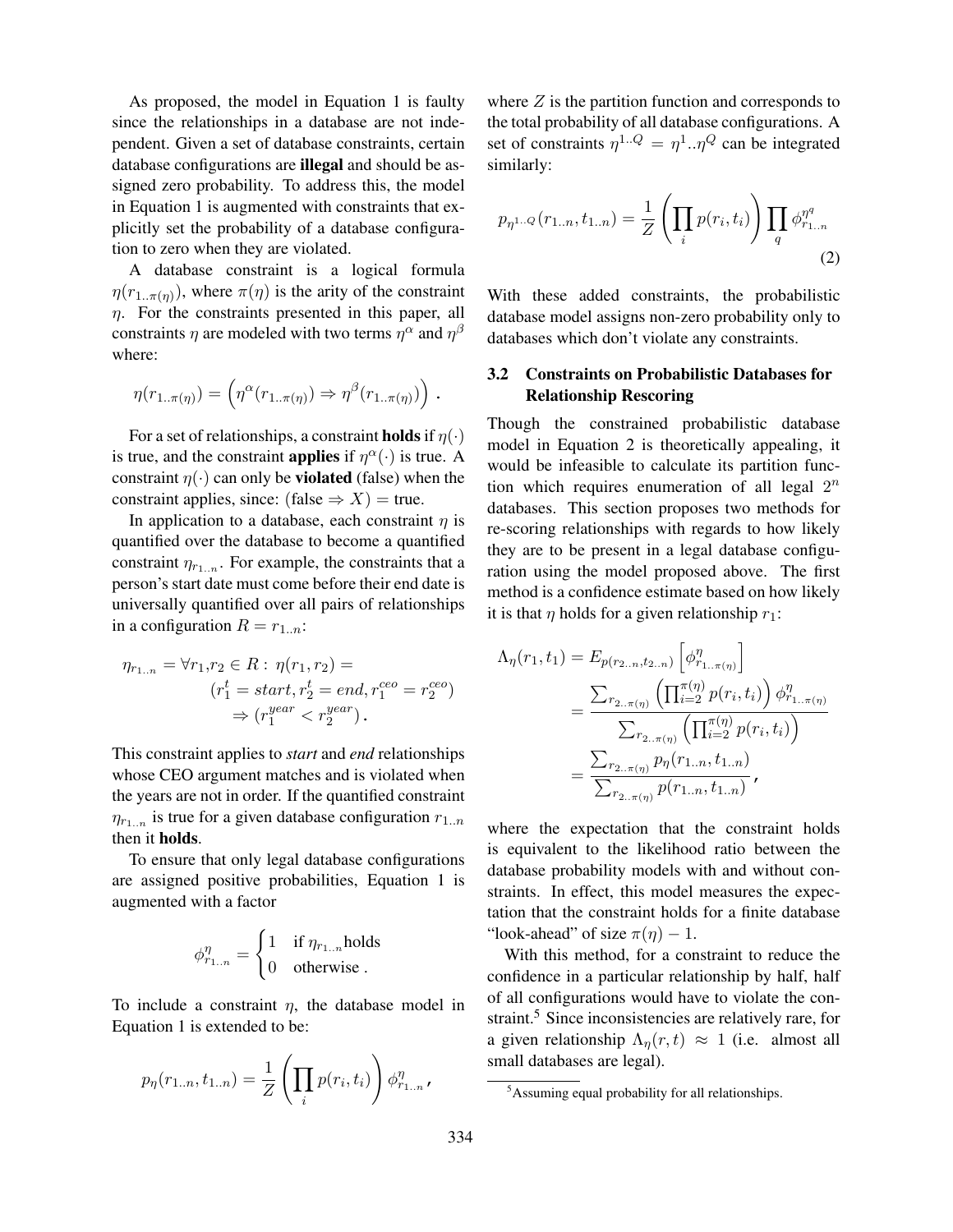As proposed, the model in Equation 1 is faulty since the relationships in a database are not independent. Given a set of database constraints, certain database configurations are **illegal** and should be assigned zero probability. To address this, the model in Equation 1 is augmented with constraints that explicitly set the probability of a database configuration to zero when they are violated.

A database constraint is a logical formula $\eta(r_{1..\pi(\eta)})$, where $\pi(\eta)$ is the arity of the constraint $\eta$. For the constraints presented in this paper, all constraints $\eta$ are modeled with two terms $\eta^\alpha$ and $\eta^\beta$ where:

$$\eta(r_{1..\pi(\eta)}) = \left(\eta^\alpha(r_{1..\pi(\eta)}) \Rightarrow \eta^\beta(r_{1..\pi(\eta)})\right) .$$

For a set of relationships, a constraint **holds** if $\eta(\cdot)$ is true, and the constraint **applies** if $\eta^\alpha(\cdot)$ is true. A constraint $\eta(\cdot)$ can only be **violated** (false) when the constraint applies, since: $(\text{false} \Rightarrow X) = \text{true}$.

In application to a database, each constraint $\eta$ is quantified over the database to become a quantified constraint $\eta_{r_{1..n}}$. For example, the constraints that a person's start date must come before their end date is universally quantified over all pairs of relationships in a configuration $R = r_{1..n}$:

$$\begin{aligned}\eta_{r_{1..n}} = \forall r_1, r_2 \in R :\ & \eta(r_1, r_2) = \\ & (r_1^t = start, r_2^t = end, r_1^{ceo} = r_2^{ceo}) \\ & \Rightarrow (r_1^{year} < r_2^{year}) .\end{aligned}$$

This constraint applies to *start* and *end* relationships whose CEO argument matches and is violated when the years are not in order. If the quantified constraint $\eta_{r_{1..n}}$ is true for a given database configuration $r_{1..n}$ then it **holds**.

To ensure that only legal database configurations are assigned positive probabilities, Equation 1 is augmented with a factor

$$\phi^\eta_{r_{1..n}} = \begin{cases} 1 & \text{if } \eta_{r_{1..n}} \text{holds} \\ 0 & \text{otherwise .} \end{cases}$$

To include a constraint $\eta$, the database model in Equation 1 is extended to be:

$$p_\eta(r_{1..n}, t_{1..n}) = \frac{1}{Z}\left(\prod_i p(r_i, t_i)\right)\phi^\eta_{r_{1..n}} ,$$

where $Z$ is the partition function and corresponds to the total probability of all database configurations. A set of constraints $\eta^{1..Q} = \eta^1..\eta^Q$ can be integrated similarly:

$$p_{\eta^{1..Q}}(r_{1..n}, t_{1..n}) = \frac{1}{Z}\left(\prod_i p(r_i, t_i)\right)\prod_q \phi^{\eta^q}_{r_{1..n}} \tag{2}$$

With these added constraints, the probabilistic database model assigns non-zero probability only to databases which don't violate any constraints.

### 3.2 Constraints on Probabilistic Databases for Relationship Rescoring

Though the constrained probabilistic database model in Equation 2 is theoretically appealing, it would be infeasible to calculate its partition function which requires enumeration of all legal $2^n$ databases. This section proposes two methods for re-scoring relationships with regards to how likely they are to be present in a legal database configuration using the model proposed above. The first method is a confidence estimate based on how likely it is that $\eta$ holds for a given relationship $r_1$:

$$\begin{aligned}\Lambda_\eta(r_1, t_1) &= E_{p(r_{2..n}, t_{2..n})}\left[\phi^\eta_{r_{1..\pi(\eta)}}\right] \\ &= \frac{\sum_{r_{2..\pi(\eta)}}\left(\prod_{i=2}^{\pi(\eta)} p(r_i, t_i)\right)\phi^\eta_{r_{1..\pi(\eta)}}}{\sum_{r_{2..\pi(\eta)}}\left(\prod_{i=2}^{\pi(\eta)} p(r_i, t_i)\right)} \\ &= \frac{\sum_{r_{2..\pi(\eta)}} p_\eta(r_{1..n}, t_{1..n})}{\sum_{r_{2..\pi(\eta)}} p(r_{1..n}, t_{1..n})} ,\end{aligned}$$

where the expectation that the constraint holds is equivalent to the likelihood ratio between the database probability models with and without constraints. In effect, this model measures the expectation that the constraint holds for a finite database "look-ahead" of size $\pi(\eta) - 1$.

With this method, for a constraint to reduce the confidence in a particular relationship by half, half of all configurations would have to violate the constraint.[5] Since inconsistencies are relatively rare, for a given relationship $\Lambda_\eta(r, t) \approx 1$ (i.e. almost all small databases are legal).

[5] Assuming equal probability for all relationships.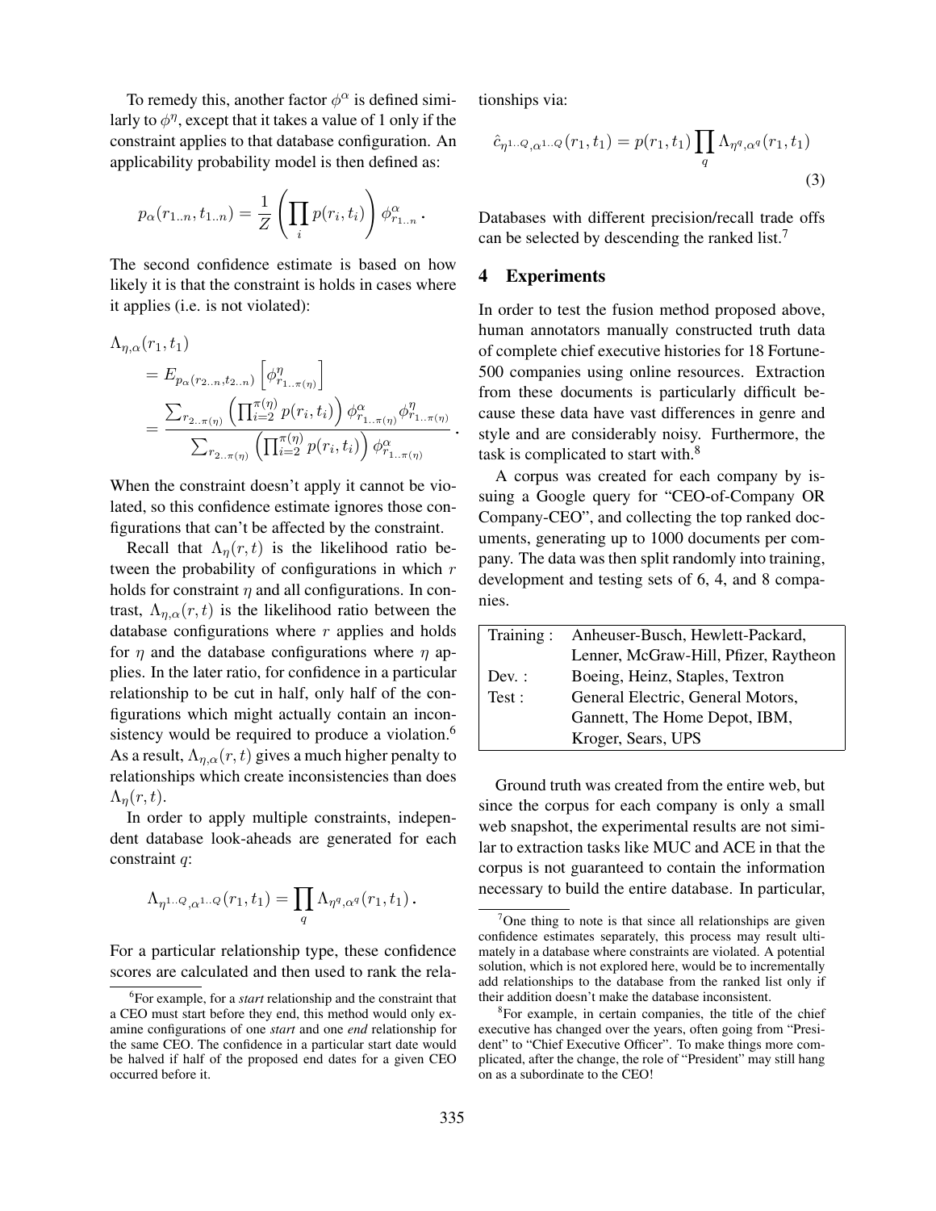To remedy this, another factor $\phi^\alpha$ is defined similarly to $\phi^\eta$, except that it takes a value of 1 only if the constraint applies to that database configuration. An applicability probability model is then defined as:

$$p_\alpha(r_{1..n}, t_{1..n}) = \frac{1}{Z}\left(\prod_i p(r_i, t_i)\right)\phi^\alpha_{r_{1..n}}.$$

The second confidence estimate is based on how likely it is that the constraint is holds in cases where it applies (i.e. is not violated):

$$\begin{aligned}
&\Lambda_{\eta,\alpha}(r_1, t_1) \\
&\quad = E_{p_\alpha(r_{2..n}, t_{2..n})}\left[\phi^\eta_{r_{1..\pi(\eta)}}\right] \\
&\quad = \frac{\sum_{r_{2..\pi(\eta)}}\left(\prod_{i=2}^{\pi(\eta)} p(r_i, t_i)\right)\phi^\alpha_{r_{1..\pi(\eta)}}\phi^\eta_{r_{1..\pi(\eta)}}}{\sum_{r_{2..\pi(\eta)}}\left(\prod_{i=2}^{\pi(\eta)} p(r_i, t_i)\right)\phi^\alpha_{r_{1..\pi(\eta)}}}.
\end{aligned}$$

When the constraint doesn't apply it cannot be violated, so this confidence estimate ignores those configurations that can't be affected by the constraint.

Recall that $\Lambda_\eta(r, t)$ is the likelihood ratio between the probability of configurations in which $r$ holds for constraint $\eta$ and all configurations. In contrast, $\Lambda_{\eta,\alpha}(r, t)$ is the likelihood ratio between the database configurations where $r$ applies and holds for $\eta$ and the database configurations where $\eta$ applies. In the later ratio, for confidence in a particular relationship to be cut in half, only half of the configurations which might actually contain an inconsistency would be required to produce a violation.[6] As a result, $\Lambda_{\eta,\alpha}(r, t)$ gives a much higher penalty to relationships which create inconsistencies than does $\Lambda_\eta(r, t)$.

In order to apply multiple constraints, independent database look-aheads are generated for each constraint $q$:

$$\Lambda_{\eta^{1..Q},\alpha^{1..Q}}(r_1, t_1) = \prod_q \Lambda_{\eta^q,\alpha^q}(r_1, t_1).$$

For a particular relationship type, these confidence scores are calculated and then used to rank the relationships via:

$$\hat{c}_{\eta^{1..Q},\alpha^{1..Q}}(r_1, t_1) = p(r_1, t_1)\prod_q \Lambda_{\eta^q,\alpha^q}(r_1, t_1) \tag{3}$$

Databases with different precision/recall trade offs can be selected by descending the ranked list.[7]

## 4 Experiments

In order to test the fusion method proposed above, human annotators manually constructed truth data of complete chief executive histories for 18 Fortune-500 companies using online resources. Extraction from these documents is particularly difficult because these data have vast differences in genre and style and are considerably noisy. Furthermore, the task is complicated to start with.[8]

A corpus was created for each company by issuing a Google query for "CEO-of-Company OR Company-CEO", and collecting the top ranked documents, generating up to 1000 documents per company. The data was then split randomly into training, development and testing sets of 6, 4, and 8 companies.

| | |
|---|---|
| Training : | Anheuser-Busch, Hewlett-Packard, Lenner, McGraw-Hill, Pfizer, Raytheon |
| Dev. : | Boeing, Heinz, Staples, Textron |
| Test : | General Electric, General Motors, Gannett, The Home Depot, IBM, Kroger, Sears, UPS |

Ground truth was created from the entire web, but since the corpus for each company is only a small web snapshot, the experimental results are not similar to extraction tasks like MUC and ACE in that the corpus is not guaranteed to contain the information necessary to build the entire database. In particular,

[6] For example, for a *start* relationship and the constraint that a CEO must start before they end, this method would only examine configurations of one *start* and one *end* relationship for the same CEO. The confidence in a particular start date would be halved if half of the proposed end dates for a given CEO occurred before it.

[7] One thing to note is that since all relationships are given confidence estimates separately, this process may result ultimately in a database where constraints are violated. A potential solution, which is not explored here, would be to incrementally add relationships to the database from the ranked list only if their addition doesn't make the database inconsistent.

[8] For example, in certain companies, the title of the chief executive has changed over the years, often going from "President" to "Chief Executive Officer". To make things more complicated, after the change, the role of "President" may still hang on as a subordinate to the CEO!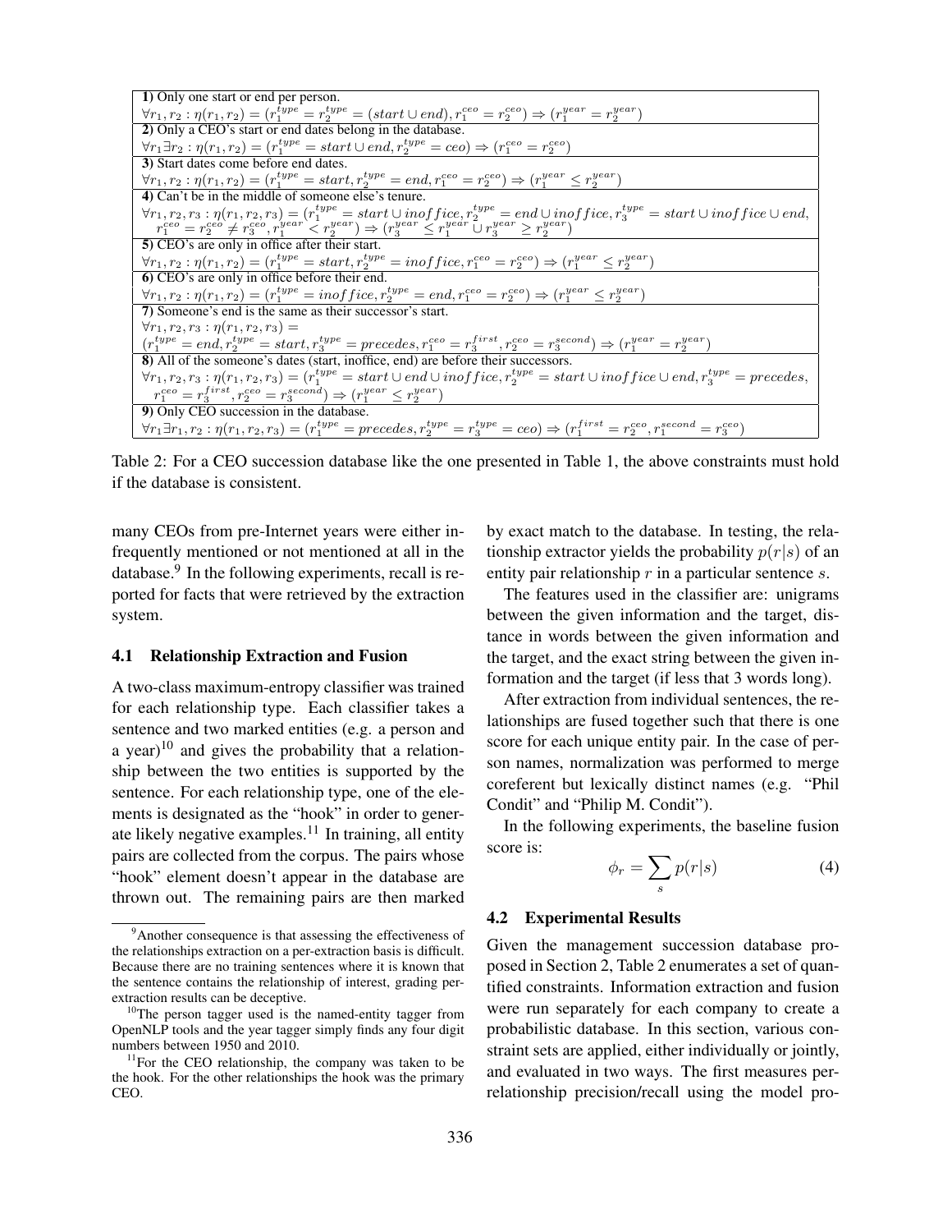| Constraints |
| --- |
| **1)** Only one start or end per person. |
| $\forall r_1, r_2 : \eta(r_1, r_2) = (r_1^{type} = r_2^{type} = (start \cup end), r_1^{ceo} = r_2^{ceo}) \Rightarrow (r_1^{year} = r_2^{year})$ |
| **2)** Only a CEO's start or end dates belong in the database. |
| $\forall r_1 \exists r_2 : \eta(r_1, r_2) = (r_1^{type} = start \cup end, r_2^{type} = ceo) \Rightarrow (r_1^{ceo} = r_2^{ceo})$ |
| **3)** Start dates come before end dates. |
| $\forall r_1, r_2 : \eta(r_1, r_2) = (r_1^{type} = start, r_2^{type} = end, r_1^{ceo} = r_2^{ceo}) \Rightarrow (r_1^{year} \leq r_2^{year})$ |
| **4)** Can't be in the middle of someone else's tenure. |
| $\forall r_1, r_2, r_3 : \eta(r_1, r_2, r_3) = (r_1^{type} = start \cup inoffice, r_2^{type} = end \cup inoffice, r_3^{type} = start \cup inoffice \cup end, r_1^{ceo} = r_2^{ceo} \neq r_3^{ceo}, r_1^{year} < r_2^{year}) \Rightarrow (r_3^{year} \leq r_1^{year} \cup r_3^{year} \geq r_2^{year})$ |
| **5)** CEO's are only in office after their start. |
| $\forall r_1, r_2 : \eta(r_1, r_2) = (r_1^{type} = start, r_2^{type} = inoffice, r_1^{ceo} = r_2^{ceo}) \Rightarrow (r_1^{year} \leq r_2^{year})$ |
| **6)** CEO's are only in office before their end. |
| $\forall r_1, r_2 : \eta(r_1, r_2) = (r_1^{type} = inoffice, r_2^{type} = end, r_1^{ceo} = r_2^{ceo}) \Rightarrow (r_1^{year} \leq r_2^{year})$ |
| **7)** Someone's end is the same as their successor's start. |
| $\forall r_1, r_2, r_3 : \eta(r_1, r_2, r_3) = (r_1^{type} = end, r_2^{type} = start, r_3^{type} = precedes, r_1^{ceo} = r_3^{first}, r_2^{ceo} = r_3^{second}) \Rightarrow (r_1^{year} = r_2^{year})$ |
| **8)** All of the someone's dates (start, inoffice, end) are before their successors. |
| $\forall r_1, r_2, r_3 : \eta(r_1, r_2, r_3) = (r_1^{type} = start \cup end \cup inoffice, r_2^{type} = start \cup inoffice \cup end, r_3^{type} = precedes, r_1^{ceo} = r_3^{first}, r_2^{ceo} = r_3^{second}) \Rightarrow (r_1^{year} \leq r_2^{year})$ |
| **9)** Only CEO succession in the database. |
| $\forall r_1 \exists r_1, r_2 : \eta(r_1, r_2, r_3) = (r_1^{type} = precedes, r_2^{type} = r_3^{type} = ceo) \Rightarrow (r_1^{first} = r_2^{ceo}, r_1^{second} = r_3^{ceo})$ |

Table 2: For a CEO succession database like the one presented in Table 1, the above constraints must hold if the database is consistent.

many CEOs from pre-Internet years were either infrequently mentioned or not mentioned at all in the database.[9] In the following experiments, recall is reported for facts that were retrieved by the extraction system.

### 4.1 Relationship Extraction and Fusion

A two-class maximum-entropy classifier was trained for each relationship type. Each classifier takes a sentence and two marked entities (e.g. a person and a year)[10] and gives the probability that a relationship between the two entities is supported by the sentence. For each relationship type, one of the elements is designated as the "hook" in order to generate likely negative examples.[11] In training, all entity pairs are collected from the corpus. The pairs whose "hook" element doesn't appear in the database are thrown out. The remaining pairs are then marked by exact match to the database. In testing, the relationship extractor yields the probability $p(r|s)$ of an entity pair relationship $r$ in a particular sentence $s$.

The features used in the classifier are: unigrams between the given information and the target, distance in words between the given information and the target, and the exact string between the given information and the target (if less that 3 words long).

After extraction from individual sentences, the relationships are fused together such that there is one score for each unique entity pair. In the case of person names, normalization was performed to merge coreferent but lexically distinct names (e.g. "Phil Condit" and "Philip M. Condit").

In the following experiments, the baseline fusion score is:

$$\phi_r = \sum_s p(r|s) \qquad (4)$$

### 4.2 Experimental Results

Given the management succession database proposed in Section 2, Table 2 enumerates a set of quantified constraints. Information extraction and fusion were run separately for each company to create a probabilistic database. In this section, various constraint sets are applied, either individually or jointly, and evaluated in two ways. The first measures per-relationship precision/recall using the model pro-

[9] Another consequence is that assessing the effectiveness of the relationships extraction on a per-extraction basis is difficult. Because there are no training sentences where it is known that the sentence contains the relationship of interest, grading per-extraction results can be deceptive.

[10] The person tagger used is the named-entity tagger from OpenNLP tools and the year tagger simply finds any four digit numbers between 1950 and 2010.

[11] For the CEO relationship, the company was taken to be the hook. For the other relationships the hook was the primary CEO.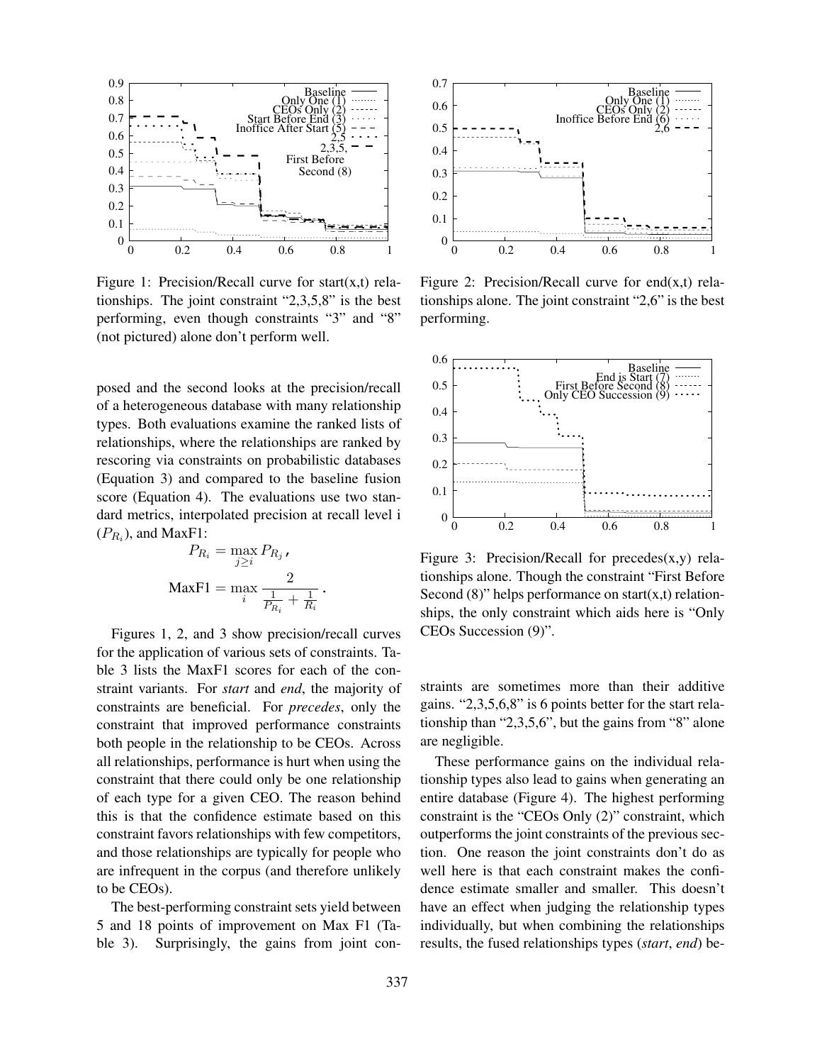Figure 1: Precision/Recall curve for start(x,t) relationships. The joint constraint "2,3,5,8" is the best performing, even though constraints "3" and "8" (not pictured) alone don't perform well.

Figure 2: Precision/Recall curve for end(x,t) relationships alone. The joint constraint "2,6" is the best performing.

Figure 3: Precision/Recall for precedes(x,y) relationships alone. Though the constraint "First Before Second (8)" helps performance on start(x,t) relationships, the only constraint which aids here is "Only CEOs Succession (9)".

posed and the second looks at the precision/recall of a heterogeneous database with many relationship types. Both evaluations examine the ranked lists of relationships, where the relationships are ranked by rescoring via constraints on probabilistic databases (Equation 3) and compared to the baseline fusion score (Equation 4). The evaluations use two standard metrics, interpolated precision at recall level i ($P_{R_i}$), and MaxF1:

$$P_{R_i} = \max_{j \geq i} P_{R_j},$$

$$\text{MaxF1} = \max_i \frac{2}{\frac{1}{P_{R_i}} + \frac{1}{R_i}}.$$

Figures 1, 2, and 3 show precision/recall curves for the application of various sets of constraints. Table 3 lists the MaxF1 scores for each of the constraint variants. For *start* and *end*, the majority of constraints are beneficial. For *precedes*, only the constraint that improved performance constraints both people in the relationship to be CEOs. Across all relationships, performance is hurt when using the constraint that there could only be one relationship of each type for a given CEO. The reason behind this is that the confidence estimate based on this constraint favors relationships with few competitors, and those relationships are typically for people who are infrequent in the corpus (and therefore unlikely to be CEOs).

The best-performing constraint sets yield between 5 and 18 points of improvement on Max F1 (Table 3). Surprisingly, the gains from joint constraints are sometimes more than their additive gains. "2,3,5,6,8" is 6 points better for the start relationship than "2,3,5,6", but the gains from "8" alone are negligible.

These performance gains on the individual relationship types also lead to gains when generating an entire database (Figure 4). The highest performing constraint is the "CEOs Only (2)" constraint, which outperforms the joint constraints of the previous section. One reason the joint constraints don't do as well here is that each constraint makes the confidence estimate smaller and smaller. This doesn't have an effect when judging the relationship types individually, but when combining the relationships results, the fused relationships types (*start*, *end*) be-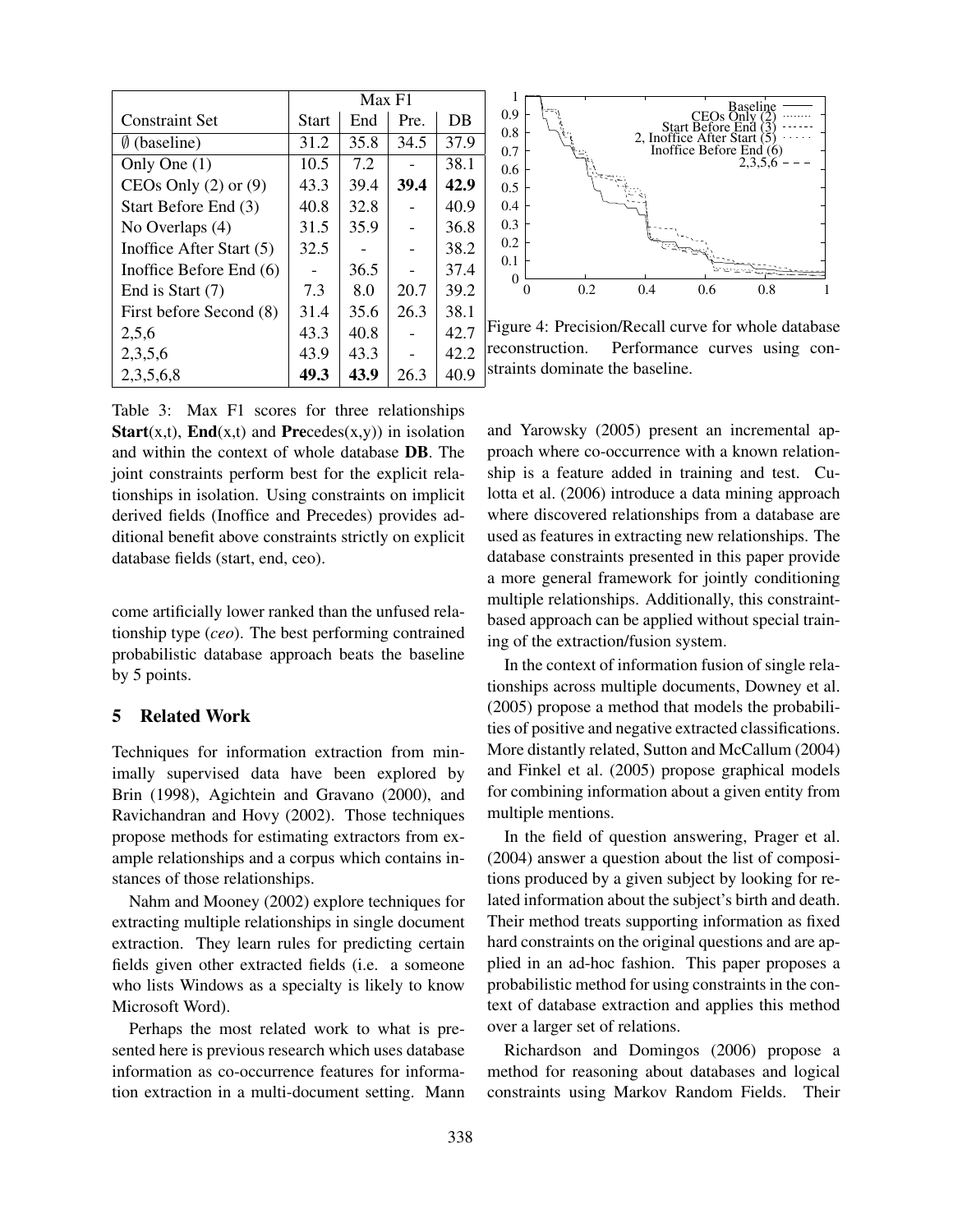| Constraint Set | Max F1 | | | |
|---|---|---|---|---|
| | Start | End | Pre. | DB |
| ∅ (baseline) | 31.2 | 35.8 | 34.5 | 37.9 |
| Only One (1) | 10.5 | 7.2 | - | 38.1 |
| CEOs Only (2) or (9) | 43.3 | 39.4 | **39.4** | **42.9** |
| Start Before End (3) | 40.8 | 32.8 | - | 40.9 |
| No Overlaps (4) | 31.5 | 35.9 | - | 36.8 |
| Inoffice After Start (5) | 32.5 | - | - | 38.2 |
| Inoffice Before End (6) | - | 36.5 | - | 37.4 |
| End is Start (7) | 7.3 | 8.0 | 20.7 | 39.2 |
| First before Second (8) | 31.4 | 35.6 | 26.3 | 38.1 |
| 2,5,6 | 43.3 | 40.8 | - | 42.7 |
| 2,3,5,6 | 43.9 | 43.3 | - | 42.2 |
| 2,3,5,6,8 | **49.3** | **43.9** | 26.3 | 40.9 |

Table 3: Max F1 scores for three relationships **Start**(x,t), **End**(x,t) and **Pre**cedes(x,y)) in isolation and within the context of whole database **DB**. The joint constraints perform best for the explicit relationships in isolation. Using constraints on implicit derived fields (Inoffice and Precedes) provides additional benefit above constraints strictly on explicit database fields (start, end, ceo).

Figure 4: Precision/Recall curve for whole database reconstruction. Performance curves using constraints dominate the baseline.

come artificially lower ranked than the unfused relationship type (*ceo*). The best performing contrained probabilistic database approach beats the baseline by 5 points.

## 5 Related Work

Techniques for information extraction from minimally supervised data have been explored by Brin (1998), Agichtein and Gravano (2000), and Ravichandran and Hovy (2002). Those techniques propose methods for estimating extractors from example relationships and a corpus which contains instances of those relationships.

Nahm and Mooney (2002) explore techniques for extracting multiple relationships in single document extraction. They learn rules for predicting certain fields given other extracted fields (i.e. a someone who lists Windows as a specialty is likely to know Microsoft Word).

Perhaps the most related work to what is presented here is previous research which uses database information as co-occurrence features for information extraction in a multi-document setting. Mann and Yarowsky (2005) present an incremental approach where co-occurrence with a known relationship is a feature added in training and test. Culotta et al. (2006) introduce a data mining approach where discovered relationships from a database are used as features in extracting new relationships. The database constraints presented in this paper provide a more general framework for jointly conditioning multiple relationships. Additionally, this constraint-based approach can be applied without special training of the extraction/fusion system.

In the context of information fusion of single relationships across multiple documents, Downey et al. (2005) propose a method that models the probabilities of positive and negative extracted classifications. More distantly related, Sutton and McCallum (2004) and Finkel et al. (2005) propose graphical models for combining information about a given entity from multiple mentions.

In the field of question answering, Prager et al. (2004) answer a question about the list of compositions produced by a given subject by looking for related information about the subject's birth and death. Their method treats supporting information as fixed hard constraints on the original questions and are applied in an ad-hoc fashion. This paper proposes a probabilistic method for using constraints in the context of database extraction and applies this method over a larger set of relations.

Richardson and Domingos (2006) propose a method for reasoning about databases and logical constraints using Markov Random Fields. Their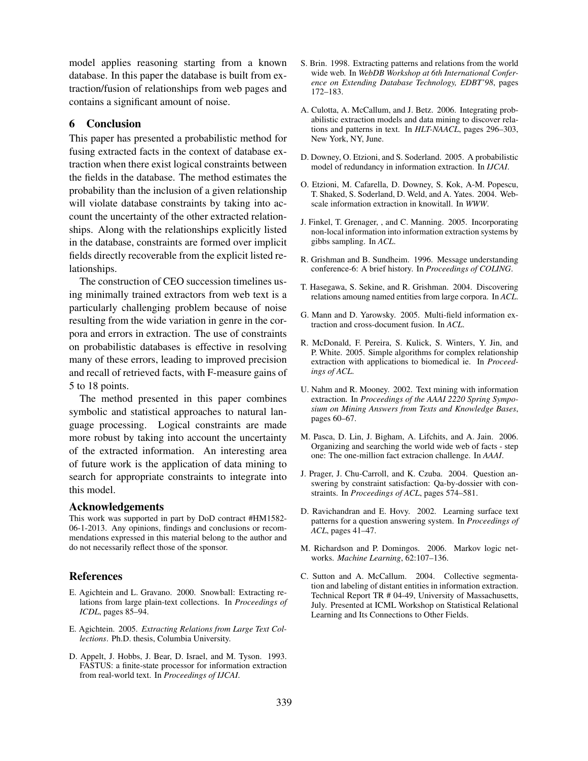model applies reasoning starting from a known database. In this paper the database is built from extraction/fusion of relationships from web pages and contains a significant amount of noise.

## 6 Conclusion

This paper has presented a probabilistic method for fusing extracted facts in the context of database extraction when there exist logical constraints between the fields in the database. The method estimates the probability than the inclusion of a given relationship will violate database constraints by taking into account the uncertainty of the other extracted relationships. Along with the relationships explicitly listed in the database, constraints are formed over implicit fields directly recoverable from the explicit listed relationships.

The construction of CEO succession timelines using minimally trained extractors from web text is a particularly challenging problem because of noise resulting from the wide variation in genre in the corpora and errors in extraction. The use of constraints on probabilistic databases is effective in resolving many of these errors, leading to improved precision and recall of retrieved facts, with F-measure gains of 5 to 18 points.

The method presented in this paper combines symbolic and statistical approaches to natural language processing. Logical constraints are made more robust by taking into account the uncertainty of the extracted information. An interesting area of future work is the application of data mining to search for appropriate constraints to integrate into this model.

## Acknowledgements

This work was supported in part by DoD contract #HM1582-06-1-2013. Any opinions, findings and conclusions or recommendations expressed in this material belong to the author and do not necessarily reflect those of the sponsor.

## References

E. Agichtein and L. Gravano. 2000. Snowball: Extracting relations from large plain-text collections. In *Proceedings of ICDL*, pages 85–94.

E. Agichtein. 2005. *Extracting Relations from Large Text Collections*. Ph.D. thesis, Columbia University.

D. Appelt, J. Hobbs, J. Bear, D. Israel, and M. Tyson. 1993. FASTUS: a finite-state processor for information extraction from real-world text. In *Proceedings of IJCAI*.

S. Brin. 1998. Extracting patterns and relations from the world wide web. In *WebDB Workshop at 6th International Conference on Extending Database Technology, EDBT'98*, pages 172–183.

A. Culotta, A. McCallum, and J. Betz. 2006. Integrating probabilistic extraction models and data mining to discover relations and patterns in text. In *HLT-NAACL*, pages 296–303, New York, NY, June.

D. Downey, O. Etzioni, and S. Soderland. 2005. A probabilistic model of redundancy in information extraction. In *IJCAI*.

O. Etzioni, M. Cafarella, D. Downey, S. Kok, A-M. Popescu, T. Shaked, S. Soderland, D. Weld, and A. Yates. 2004. Web-scale information extraction in knowitall. In *WWW*.

J. Finkel, T. Grenager, , and C. Manning. 2005. Incorporating non-local information into information extraction systems by gibbs sampling. In *ACL*.

R. Grishman and B. Sundheim. 1996. Message understanding conference-6: A brief history. In *Proceedings of COLING*.

T. Hasegawa, S. Sekine, and R. Grishman. 2004. Discovering relations amoung named entities from large corpora. In *ACL*.

G. Mann and D. Yarowsky. 2005. Multi-field information extraction and cross-document fusion. In *ACL*.

R. McDonald, F. Pereira, S. Kulick, S. Winters, Y. Jin, and P. White. 2005. Simple algorithms for complex relationship extraction with applications to biomedical ie. In *Proceedings of ACL*.

U. Nahm and R. Mooney. 2002. Text mining with information extraction. In *Proceedings of the AAAI 2220 Spring Symposium on Mining Answers from Texts and Knowledge Bases*, pages 60–67.

M. Pasca, D. Lin, J. Bigham, A. Lifchits, and A. Jain. 2006. Organizing and searching the world wide web of facts - step one: The one-million fact extracion challenge. In *AAAI*.

J. Prager, J. Chu-Carroll, and K. Czuba. 2004. Question answering by constraint satisfaction: Qa-by-dossier with constraints. In *Proceedings of ACL*, pages 574–581.

D. Ravichandran and E. Hovy. 2002. Learning surface text patterns for a question answering system. In *Proceedings of ACL*, pages 41–47.

M. Richardson and P. Domingos. 2006. Markov logic networks. *Machine Learning*, 62:107–136.

C. Sutton and A. McCallum. 2004. Collective segmentation and labeling of distant entities in information extraction. Technical Report TR # 04-49, University of Massachusetts, July. Presented at ICML Workshop on Statistical Relational Learning and Its Connections to Other Fields.